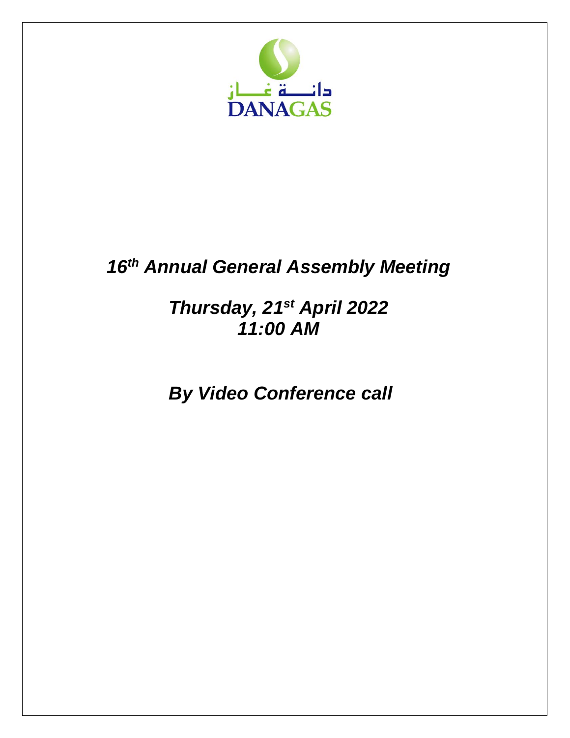دانـــة غـــاز
DANAGAS

# *16th Annual General Assembly Meeting*

## *Thursday, 21st April 2022*
## *11:00 AM*

## *By Video Conference call*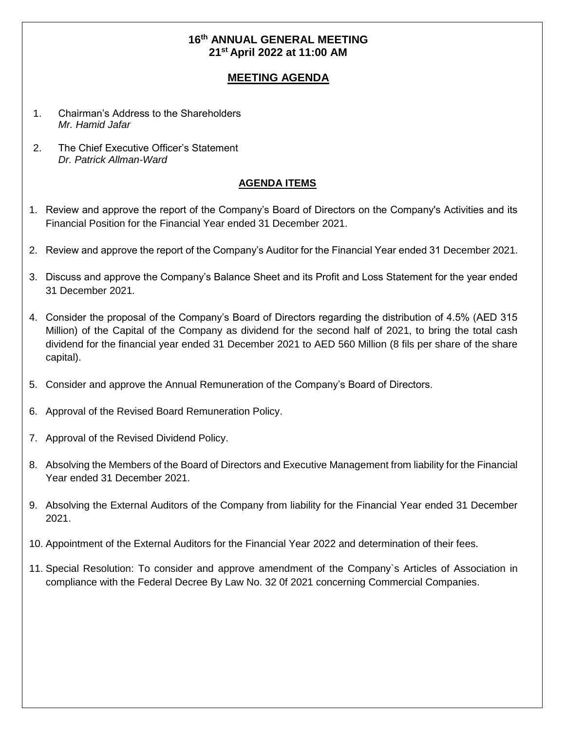**16th ANNUAL GENERAL MEETING**
**21st April 2022 at 11:00 AM**

## MEETING AGENDA

1. Chairman's Address to the Shareholders
   *Mr. Hamid Jafar*
2. The Chief Executive Officer's Statement
   *Dr. Patrick Allman-Ward*

## AGENDA ITEMS

1. Review and approve the report of the Company's Board of Directors on the Company's Activities and its Financial Position for the Financial Year ended 31 December 2021.
2. Review and approve the report of the Company's Auditor for the Financial Year ended 31 December 2021.
3. Discuss and approve the Company's Balance Sheet and its Profit and Loss Statement for the year ended 31 December 2021.
4. Consider the proposal of the Company's Board of Directors regarding the distribution of 4.5% (AED 315 Million) of the Capital of the Company as dividend for the second half of 2021, to bring the total cash dividend for the financial year ended 31 December 2021 to AED 560 Million (8 fils per share of the share capital).
5. Consider and approve the Annual Remuneration of the Company's Board of Directors.
6. Approval of the Revised Board Remuneration Policy.
7. Approval of the Revised Dividend Policy.
8. Absolving the Members of the Board of Directors and Executive Management from liability for the Financial Year ended 31 December 2021.
9. Absolving the External Auditors of the Company from liability for the Financial Year ended 31 December 2021.
10. Appointment of the External Auditors for the Financial Year 2022 and determination of their fees.
11. Special Resolution: To consider and approve amendment of the Company`s Articles of Association in compliance with the Federal Decree By Law No. 32 0f 2021 concerning Commercial Companies.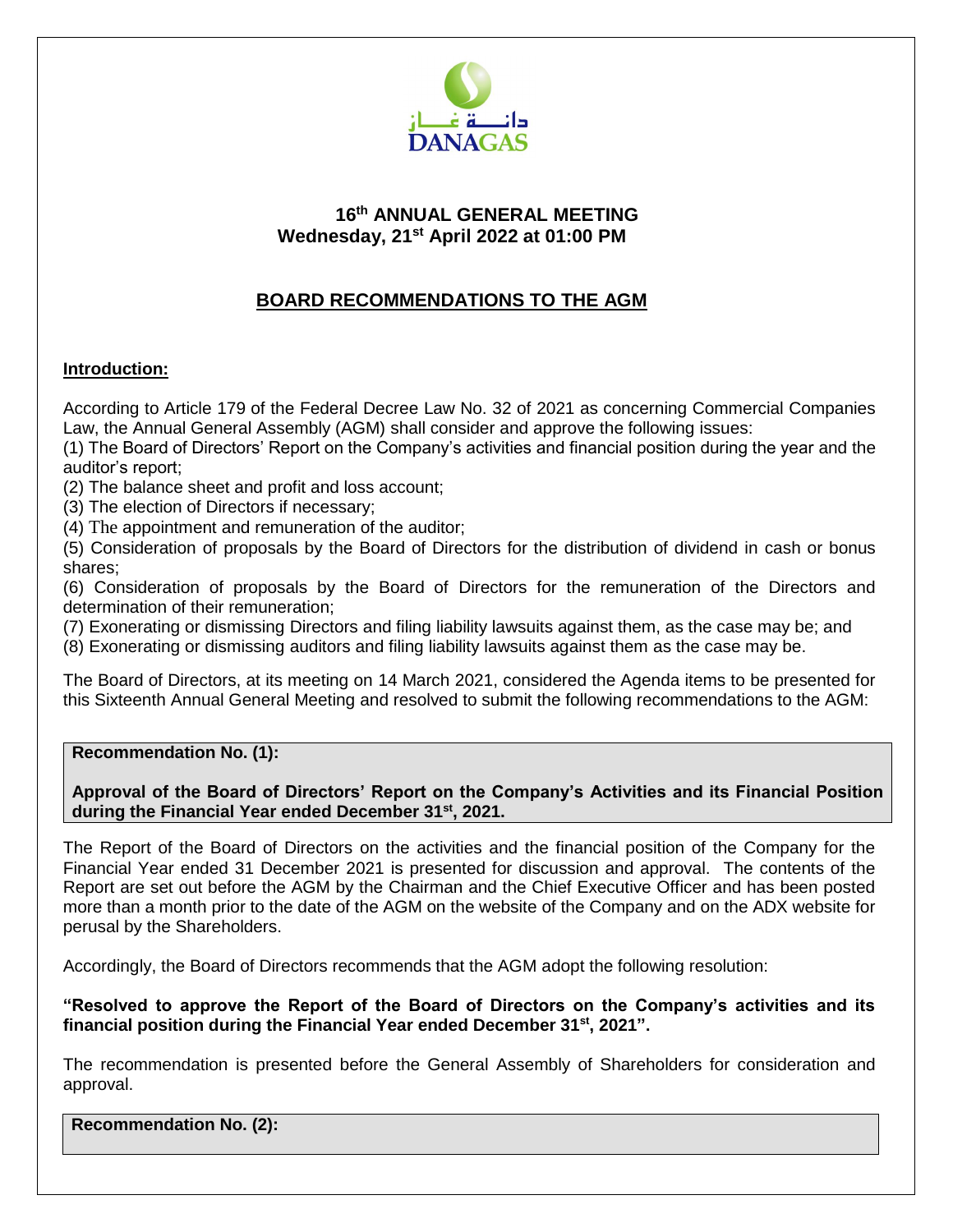# 16th ANNUAL GENERAL MEETING
## Wednesday, 21st April 2022 at 01:00 PM

## BOARD RECOMMENDATIONS TO THE AGM

**Introduction:**

According to Article 179 of the Federal Decree Law No. 32 of 2021 as concerning Commercial Companies Law, the Annual General Assembly (AGM) shall consider and approve the following issues:

(1) The Board of Directors' Report on the Company's activities and financial position during the year and the auditor's report;

(2) The balance sheet and profit and loss account;

(3) The election of Directors if necessary;

(4) The appointment and remuneration of the auditor;

(5) Consideration of proposals by the Board of Directors for the distribution of dividend in cash or bonus shares;

(6) Consideration of proposals by the Board of Directors for the remuneration of the Directors and determination of their remuneration;

(7) Exonerating or dismissing Directors and filing liability lawsuits against them, as the case may be; and

(8) Exonerating or dismissing auditors and filing liability lawsuits against them as the case may be.

The Board of Directors, at its meeting on 14 March 2021, considered the Agenda items to be presented for this Sixteenth Annual General Meeting and resolved to submit the following recommendations to the AGM:

**Recommendation No. (1):**

**Approval of the Board of Directors' Report on the Company's Activities and its Financial Position during the Financial Year ended December 31st, 2021.**

The Report of the Board of Directors on the activities and the financial position of the Company for the Financial Year ended 31 December 2021 is presented for discussion and approval. The contents of the Report are set out before the AGM by the Chairman and the Chief Executive Officer and has been posted more than a month prior to the date of the AGM on the website of the Company and on the ADX website for perusal by the Shareholders.

Accordingly, the Board of Directors recommends that the AGM adopt the following resolution:

**"Resolved to approve the Report of the Board of Directors on the Company's activities and its financial position during the Financial Year ended December 31st, 2021".**

The recommendation is presented before the General Assembly of Shareholders for consideration and approval.

**Recommendation No. (2):**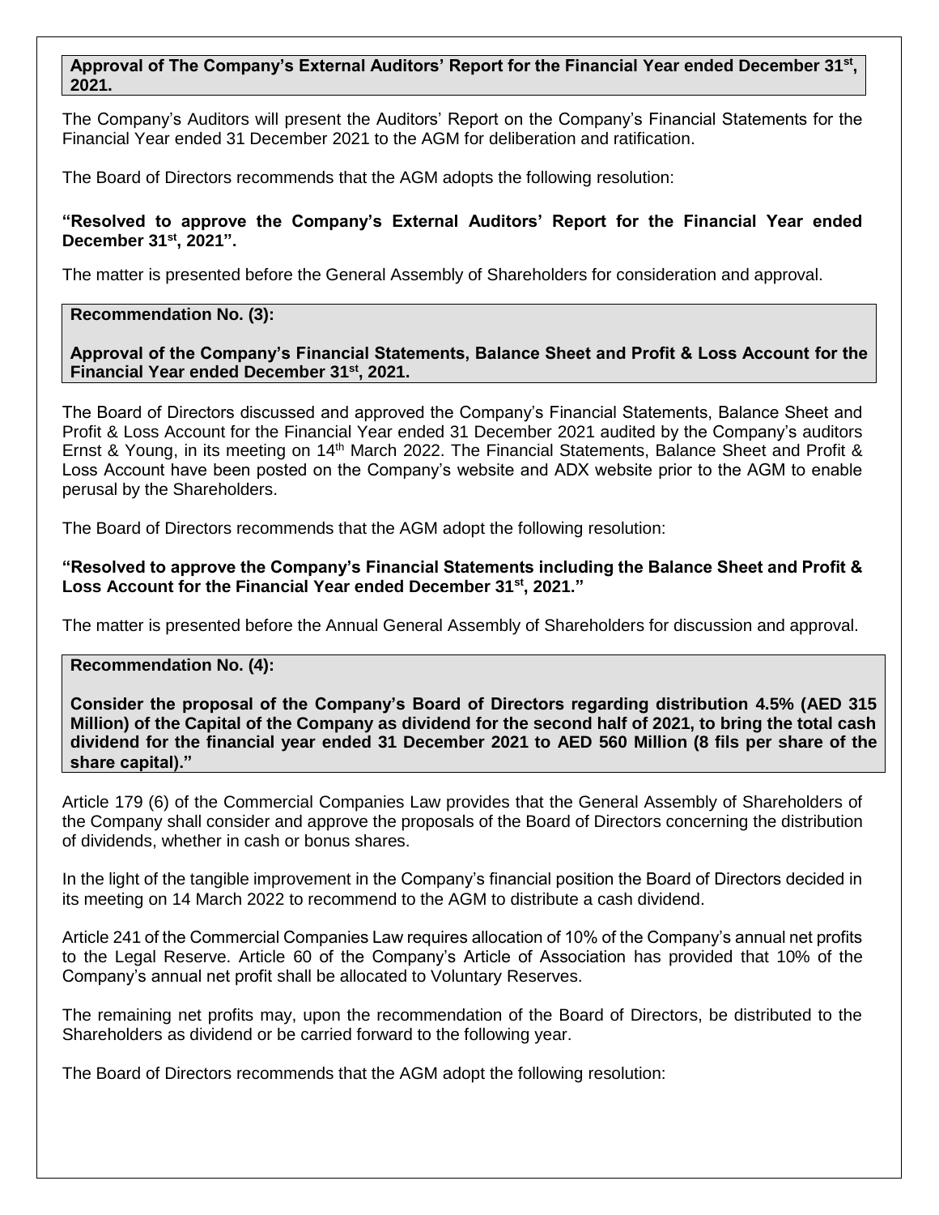**Approval of The Company's External Auditors' Report for the Financial Year ended December 31st, 2021.**

The Company's Auditors will present the Auditors' Report on the Company's Financial Statements for the Financial Year ended 31 December 2021 to the AGM for deliberation and ratification.

The Board of Directors recommends that the AGM adopts the following resolution:

**"Resolved to approve the Company's External Auditors' Report for the Financial Year ended December 31st, 2021".**

The matter is presented before the General Assembly of Shareholders for consideration and approval.

**Recommendation No. (3):**

**Approval of the Company's Financial Statements, Balance Sheet and Profit & Loss Account for the Financial Year ended December 31st, 2021.**

The Board of Directors discussed and approved the Company's Financial Statements, Balance Sheet and Profit & Loss Account for the Financial Year ended 31 December 2021 audited by the Company's auditors Ernst & Young, in its meeting on 14th March 2022. The Financial Statements, Balance Sheet and Profit & Loss Account have been posted on the Company's website and ADX website prior to the AGM to enable perusal by the Shareholders.

The Board of Directors recommends that the AGM adopt the following resolution:

**"Resolved to approve the Company's Financial Statements including the Balance Sheet and Profit & Loss Account for the Financial Year ended December 31st, 2021."**

The matter is presented before the Annual General Assembly of Shareholders for discussion and approval.

**Recommendation No. (4):**

**Consider the proposal of the Company's Board of Directors regarding distribution 4.5% (AED 315 Million) of the Capital of the Company as dividend for the second half of 2021, to bring the total cash dividend for the financial year ended 31 December 2021 to AED 560 Million (8 fils per share of the share capital)."**

Article 179 (6) of the Commercial Companies Law provides that the General Assembly of Shareholders of the Company shall consider and approve the proposals of the Board of Directors concerning the distribution of dividends, whether in cash or bonus shares.

In the light of the tangible improvement in the Company's financial position the Board of Directors decided in its meeting on 14 March 2022 to recommend to the AGM to distribute a cash dividend.

Article 241 of the Commercial Companies Law requires allocation of 10% of the Company's annual net profits to the Legal Reserve. Article 60 of the Company's Article of Association has provided that 10% of the Company's annual net profit shall be allocated to Voluntary Reserves.

The remaining net profits may, upon the recommendation of the Board of Directors, be distributed to the Shareholders as dividend or be carried forward to the following year.

The Board of Directors recommends that the AGM adopt the following resolution: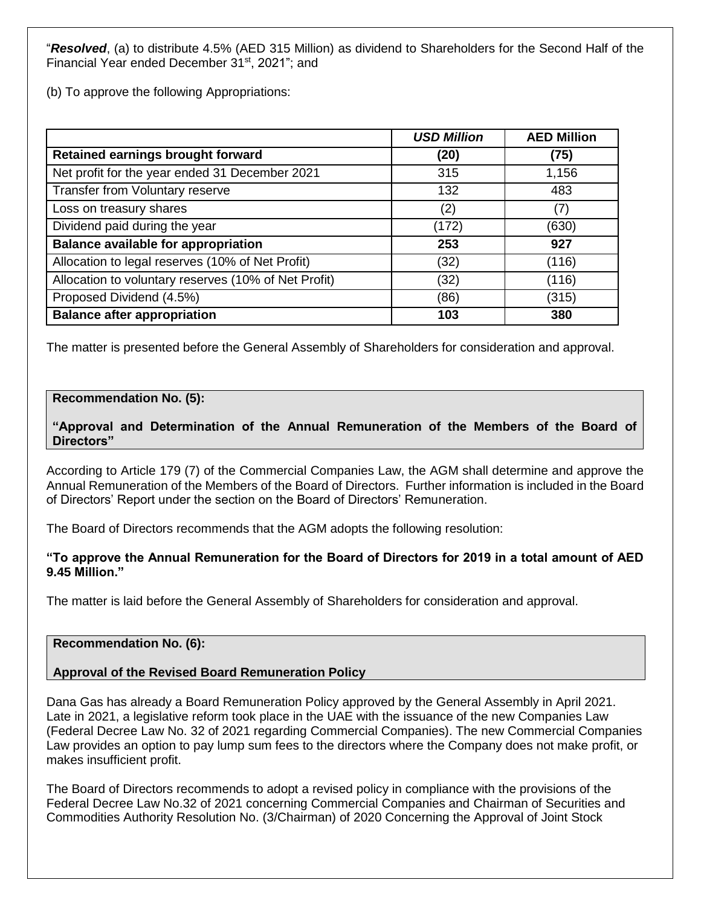"***Resolved***, (a) to distribute 4.5% (AED 315 Million) as dividend to Shareholders for the Second Half of the Financial Year ended December 31st, 2021"; and

(b) To approve the following Appropriations:

| | *USD Million* | AED Million |
|---|---|---|
| **Retained earnings brought forward** | **(20)** | **(75)** |
| Net profit for the year ended 31 December 2021 | 315 | 1,156 |
| Transfer from Voluntary reserve | 132 | 483 |
| Loss on treasury shares | (2) | (7) |
| Dividend paid during the year | (172) | (630) |
| **Balance available for appropriation** | **253** | **927** |
| Allocation to legal reserves (10% of Net Profit) | (32) | (116) |
| Allocation to voluntary reserves (10% of Net Profit) | (32) | (116) |
| Proposed Dividend (4.5%) | (86) | (315) |
| **Balance after appropriation** | **103** | **380** |

The matter is presented before the General Assembly of Shareholders for consideration and approval.

**Recommendation No. (5):**

**"Approval and Determination of the Annual Remuneration of the Members of the Board of Directors"**

According to Article 179 (7) of the Commercial Companies Law, the AGM shall determine and approve the Annual Remuneration of the Members of the Board of Directors. Further information is included in the Board of Directors' Report under the section on the Board of Directors' Remuneration.

The Board of Directors recommends that the AGM adopts the following resolution:

**"To approve the Annual Remuneration for the Board of Directors for 2019 in a total amount of AED 9.45 Million."**

The matter is laid before the General Assembly of Shareholders for consideration and approval.

**Recommendation No. (6):**

**Approval of the Revised Board Remuneration Policy**

Dana Gas has already a Board Remuneration Policy approved by the General Assembly in April 2021. Late in 2021, a legislative reform took place in the UAE with the issuance of the new Companies Law (Federal Decree Law No. 32 of 2021 regarding Commercial Companies). The new Commercial Companies Law provides an option to pay lump sum fees to the directors where the Company does not make profit, or makes insufficient profit.

The Board of Directors recommends to adopt a revised policy in compliance with the provisions of the Federal Decree Law No.32 of 2021 concerning Commercial Companies and Chairman of Securities and Commodities Authority Resolution No. (3/Chairman) of 2020 Concerning the Approval of Joint Stock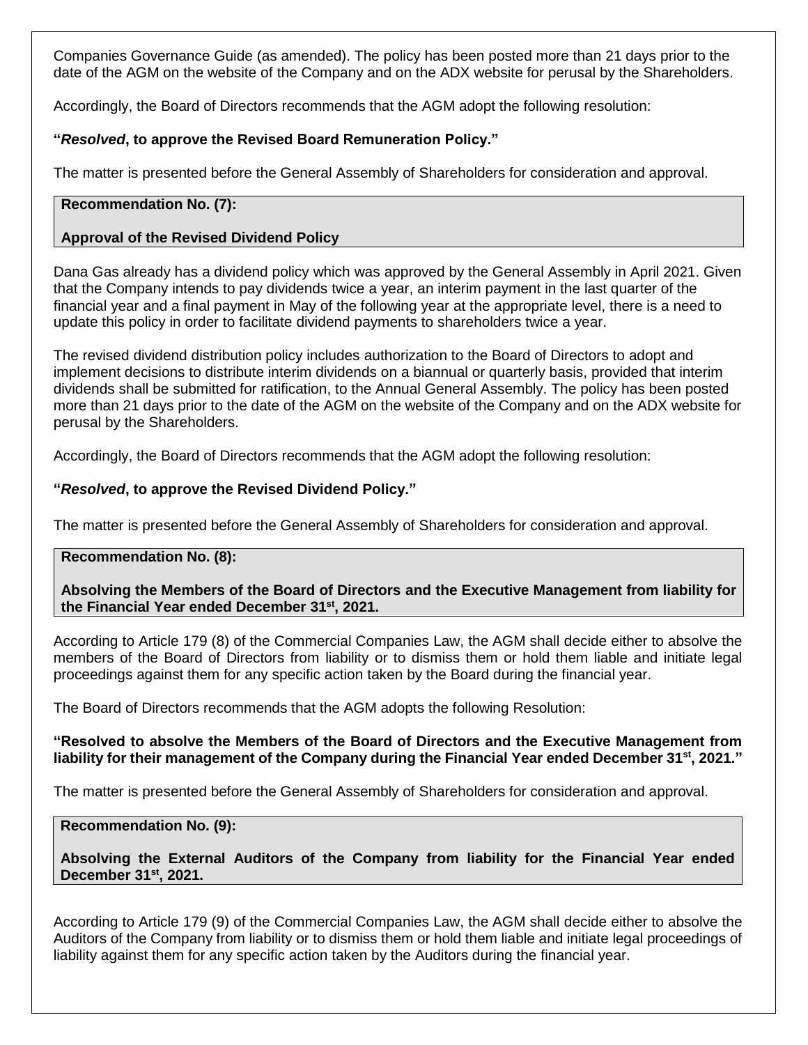Companies Governance Guide (as amended). The policy has been posted more than 21 days prior to the date of the AGM on the website of the Company and on the ADX website for perusal by the Shareholders.

Accordingly, the Board of Directors recommends that the AGM adopt the following resolution:

**"*Resolved*, to approve the Revised Board Remuneration Policy."**

The matter is presented before the General Assembly of Shareholders for consideration and approval.

**Recommendation No. (7):**

**Approval of the Revised Dividend Policy**

Dana Gas already has a dividend policy which was approved by the General Assembly in April 2021. Given that the Company intends to pay dividends twice a year, an interim payment in the last quarter of the financial year and a final payment in May of the following year at the appropriate level, there is a need to update this policy in order to facilitate dividend payments to shareholders twice a year.

The revised dividend distribution policy includes authorization to the Board of Directors to adopt and implement decisions to distribute interim dividends on a biannual or quarterly basis, provided that interim dividends shall be submitted for ratification, to the Annual General Assembly. The policy has been posted more than 21 days prior to the date of the AGM on the website of the Company and on the ADX website for perusal by the Shareholders.

Accordingly, the Board of Directors recommends that the AGM adopt the following resolution:

**"*Resolved*, to approve the Revised Dividend Policy."**

The matter is presented before the General Assembly of Shareholders for consideration and approval.

**Recommendation No. (8):**

**Absolving the Members of the Board of Directors and the Executive Management from liability for the Financial Year ended December 31st, 2021.**

According to Article 179 (8) of the Commercial Companies Law, the AGM shall decide either to absolve the members of the Board of Directors from liability or to dismiss them or hold them liable and initiate legal proceedings against them for any specific action taken by the Board during the financial year.

The Board of Directors recommends that the AGM adopts the following Resolution:

**"Resolved to absolve the Members of the Board of Directors and the Executive Management from liability for their management of the Company during the Financial Year ended December 31st, 2021."**

The matter is presented before the General Assembly of Shareholders for consideration and approval.

**Recommendation No. (9):**

**Absolving the External Auditors of the Company from liability for the Financial Year ended December 31st, 2021.**

According to Article 179 (9) of the Commercial Companies Law, the AGM shall decide either to absolve the Auditors of the Company from liability or to dismiss them or hold them liable and initiate legal proceedings of liability against them for any specific action taken by the Auditors during the financial year.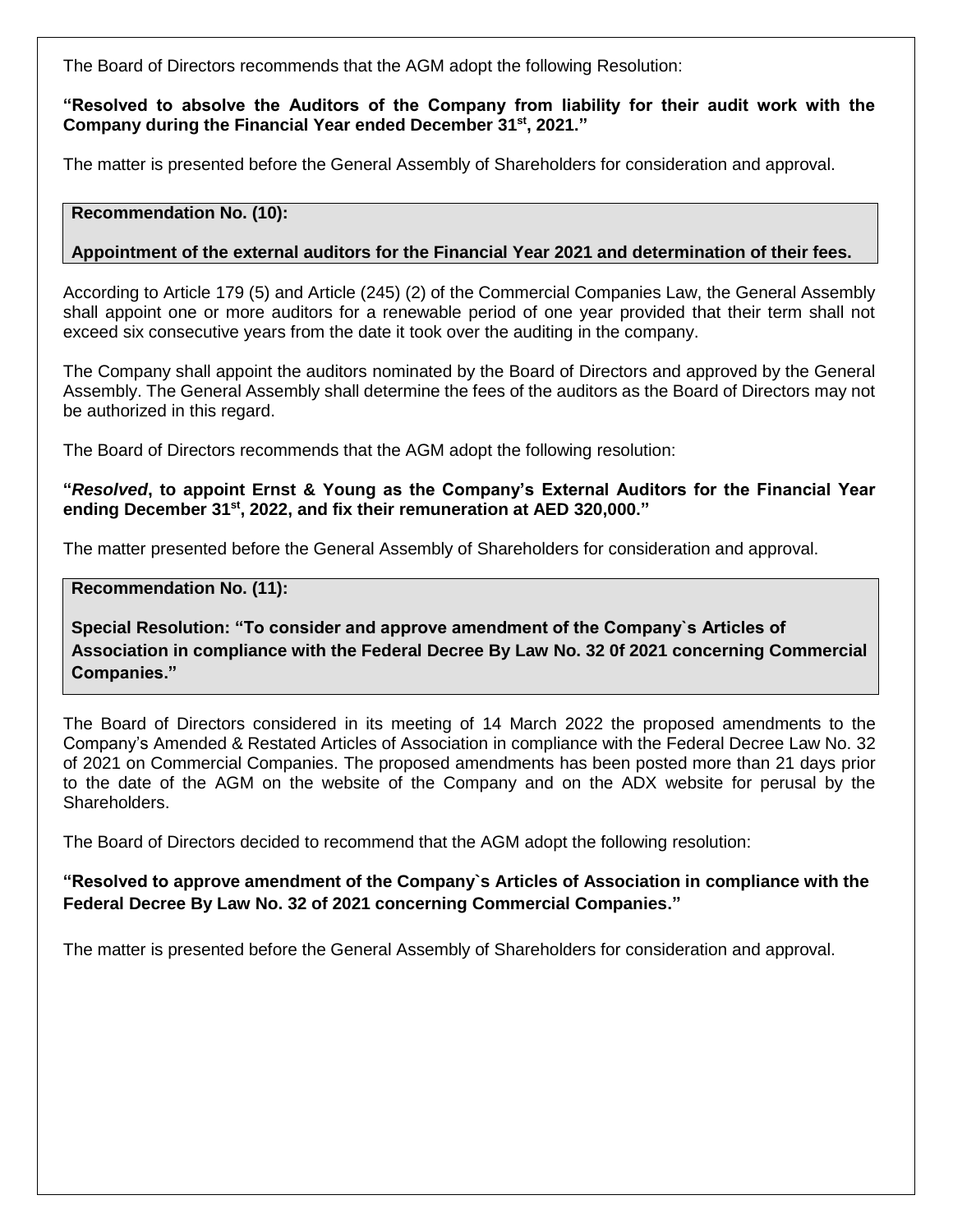The Board of Directors recommends that the AGM adopt the following Resolution:

**"Resolved to absolve the Auditors of the Company from liability for their audit work with the Company during the Financial Year ended December 31st, 2021."**

The matter is presented before the General Assembly of Shareholders for consideration and approval.

**Recommendation No. (10):**

**Appointment of the external auditors for the Financial Year 2021 and determination of their fees.**

According to Article 179 (5) and Article (245) (2) of the Commercial Companies Law, the General Assembly shall appoint one or more auditors for a renewable period of one year provided that their term shall not exceed six consecutive years from the date it took over the auditing in the company.

The Company shall appoint the auditors nominated by the Board of Directors and approved by the General Assembly. The General Assembly shall determine the fees of the auditors as the Board of Directors may not be authorized in this regard.

The Board of Directors recommends that the AGM adopt the following resolution:

**"*Resolved*, to appoint Ernst & Young as the Company's External Auditors for the Financial Year ending December 31st, 2022, and fix their remuneration at AED 320,000."**

The matter presented before the General Assembly of Shareholders for consideration and approval.

**Recommendation No. (11):**

**Special Resolution: "To consider and approve amendment of the Company`s Articles of Association in compliance with the Federal Decree By Law No. 32 0f 2021 concerning Commercial Companies."**

The Board of Directors considered in its meeting of 14 March 2022 the proposed amendments to the Company's Amended & Restated Articles of Association in compliance with the Federal Decree Law No. 32 of 2021 on Commercial Companies. The proposed amendments has been posted more than 21 days prior to the date of the AGM on the website of the Company and on the ADX website for perusal by the Shareholders.

The Board of Directors decided to recommend that the AGM adopt the following resolution:

**"Resolved to approve amendment of the Company`s Articles of Association in compliance with the Federal Decree By Law No. 32 of 2021 concerning Commercial Companies."**

The matter is presented before the General Assembly of Shareholders for consideration and approval.